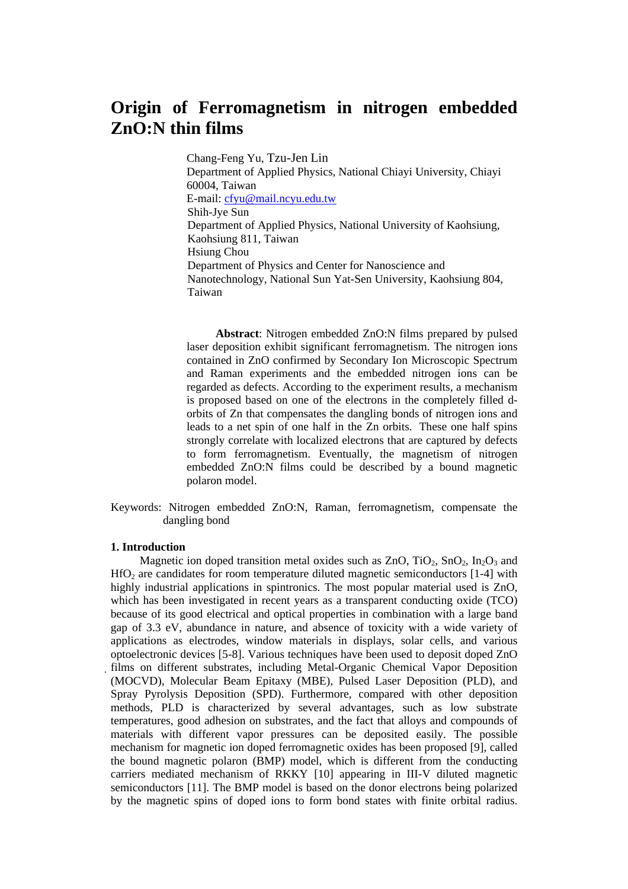# Origin of Ferromagnetism in nitrogen embedded ZnO:N thin films

Chang-Feng Yu, Tzu-Jen Lin
Department of Applied Physics, National Chiayi University, Chiayi 60004, Taiwan
E-mail: cfyu@mail.ncyu.edu.tw
Shih-Jye Sun
Department of Applied Physics, National University of Kaohsiung, Kaohsiung 811, Taiwan
Hsiung Chou
Department of Physics and Center for Nanoscience and Nanotechnology, National Sun Yat-Sen University, Kaohsiung 804, Taiwan

**Abstract**: Nitrogen embedded ZnO:N films prepared by pulsed laser deposition exhibit significant ferromagnetism. The nitrogen ions contained in ZnO confirmed by Secondary Ion Microscopic Spectrum and Raman experiments and the embedded nitrogen ions can be regarded as defects. According to the experiment results, a mechanism is proposed based on one of the electrons in the completely filled d-orbits of Zn that compensates the dangling bonds of nitrogen ions and leads to a net spin of one half in the Zn orbits. These one half spins strongly correlate with localized electrons that are captured by defects to form ferromagnetism. Eventually, the magnetism of nitrogen embedded ZnO:N films could be described by a bound magnetic polaron model.

Keywords: Nitrogen embedded ZnO:N, Raman, ferromagnetism, compensate the dangling bond

## 1. Introduction

Magnetic ion doped transition metal oxides such as ZnO, $TiO_2$, $SnO_2$, $In_2O_3$ and $HfO_2$ are candidates for room temperature diluted magnetic semiconductors [1-4] with highly industrial applications in spintronics. The most popular material used is ZnO, which has been investigated in recent years as a transparent conducting oxide (TCO) because of its good electrical and optical properties in combination with a large band gap of 3.3 eV, abundance in nature, and absence of toxicity with a wide variety of applications as electrodes, window materials in displays, solar cells, and various optoelectronic devices [5-8]. Various techniques have been used to deposit doped ZnO films on different substrates, including Metal-Organic Chemical Vapor Deposition (MOCVD), Molecular Beam Epitaxy (MBE), Pulsed Laser Deposition (PLD), and Spray Pyrolysis Deposition (SPD). Furthermore, compared with other deposition methods, PLD is characterized by several advantages, such as low substrate temperatures, good adhesion on substrates, and the fact that alloys and compounds of materials with different vapor pressures can be deposited easily. The possible mechanism for magnetic ion doped ferromagnetic oxides has been proposed [9], called the bound magnetic polaron (BMP) model, which is different from the conducting carriers mediated mechanism of RKKY [10] appearing in III-V diluted magnetic semiconductors [11]. The BMP model is based on the donor electrons being polarized by the magnetic spins of doped ions to form bond states with finite orbital radius.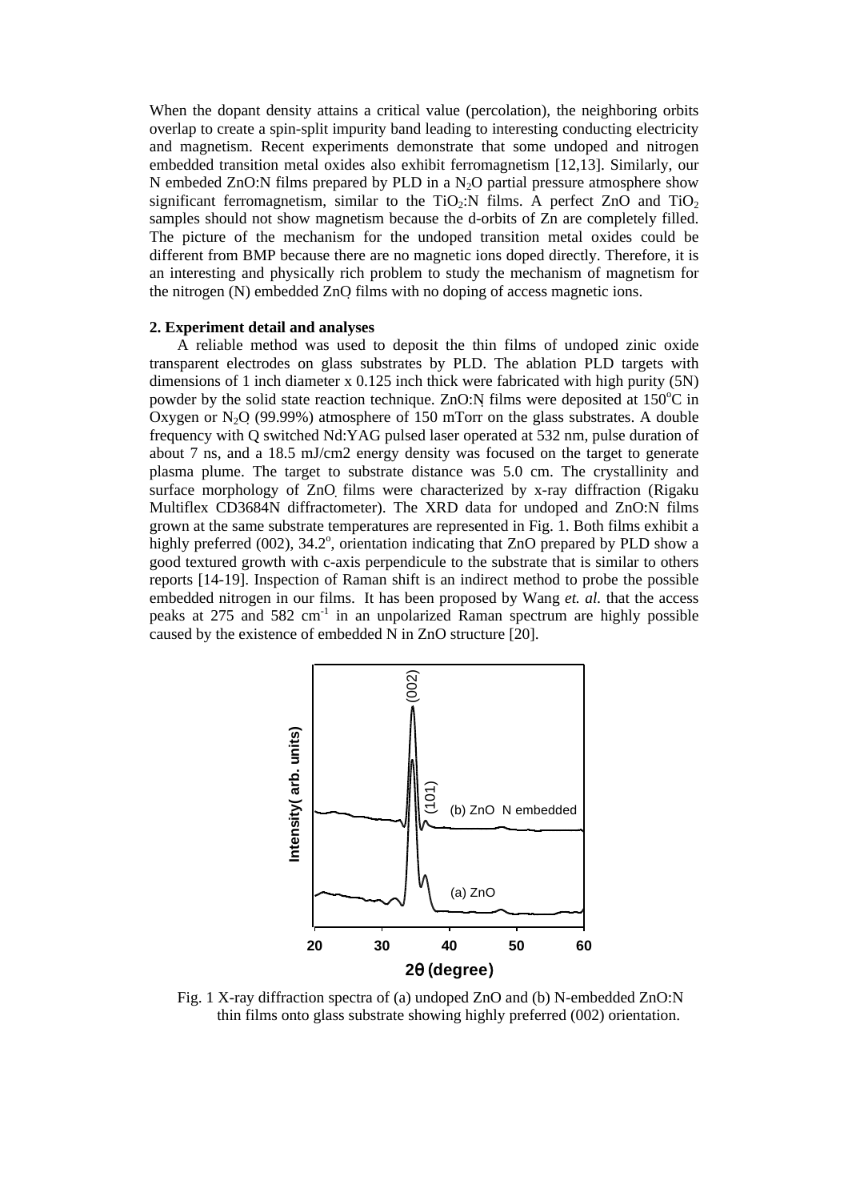When the dopant density attains a critical value (percolation), the neighboring orbits overlap to create a spin-split impurity band leading to interesting conducting electricity and magnetism. Recent experiments demonstrate that some undoped and nitrogen embedded transition metal oxides also exhibit ferromagnetism [12,13]. Similarly, our N embeded ZnO:N films prepared by PLD in a $N_2O$ partial pressure atmosphere show significant ferromagnetism, similar to the $TiO_2$:N films. A perfect ZnO and $TiO_2$ samples should not show magnetism because the d-orbits of Zn are completely filled. The picture of the mechanism for the undoped transition metal oxides could be different from BMP because there are no magnetic ions doped directly. Therefore, it is an interesting and physically rich problem to study the mechanism of magnetism for the nitrogen (N) embedded ZnO films with no doping of access magnetic ions.

**2. Experiment detail and analyses**

A reliable method was used to deposit the thin films of undoped zinic oxide transparent electrodes on glass substrates by PLD. The ablation PLD targets with dimensions of 1 inch diameter x 0.125 inch thick were fabricated with high purity (5N) powder by the solid state reaction technique. ZnO:N films were deposited at 150°C in Oxygen or $N_2O$ (99.99%) atmosphere of 150 mTorr on the glass substrates. A double frequency with Q switched Nd:YAG pulsed laser operated at 532 nm, pulse duration of about 7 ns, and a 18.5 mJ/cm2 energy density was focused on the target to generate plasma plume. The target to substrate distance was 5.0 cm. The crystallinity and surface morphology of ZnO films were characterized by x-ray diffraction (Rigaku Multiflex CD3684N diffractometer). The XRD data for undoped and ZnO:N films grown at the same substrate temperatures are represented in Fig. 1. Both films exhibit a highly preferred (002), 34.2°, orientation indicating that ZnO prepared by PLD show a good textured growth with c-axis perpendicule to the substrate that is similar to others reports [14-19]. Inspection of Raman shift is an indirect method to probe the possible embedded nitrogen in our films. It has been proposed by Wang *et. al.* that the access peaks at 275 and 582 $cm^{-1}$ in an unpolarized Raman spectrum are highly possible caused by the existence of embedded N in ZnO structure [20].

Fig. 1 X-ray diffraction spectra of (a) undoped ZnO and (b) N-embedded ZnO:N thin films onto glass substrate showing highly preferred (002) orientation.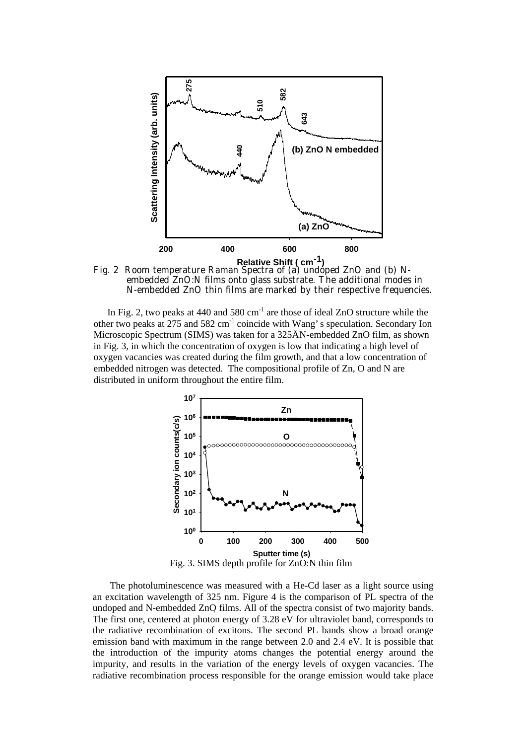Fig. 2 Room temperature Raman Spectra of (a) undoped ZnO and (b) N-embedded ZnO:N films onto glass substrate. The additional modes in N-embedded ZnO thin films are marked by their respective frequencies.

In Fig. 2, two peaks at 440 and 580 $cm^{-1}$ are those of ideal ZnO structure while the other two peaks at 275 and 582 $cm^{-1}$ coincide with Wang's speculation. Secondary Ion Microscopic Spectrum (SIMS) was taken for a 325ÅN-embedded ZnO film, as shown in Fig. 3, in which the concentration of oxygen is low that indicating a high level of oxygen vacancies was created during the film growth, and that a low concentration of embedded nitrogen was detected. The compositional profile of Zn, O and N are distributed in uniform throughout the entire film.

Fig. 3. SIMS depth profile for ZnO:N thin film

The photoluminescence was measured with a He-Cd laser as a light source using an excitation wavelength of 325 nm. Figure 4 is the comparison of PL spectra of the undoped and N-embedded ZnO films. All of the spectra consist of two majority bands. The first one, centered at photon energy of 3.28 eV for ultraviolet band, corresponds to the radiative recombination of excitons. The second PL bands show a broad orange emission band with maximum in the range between 2.0 and 2.4 eV. It is possible that the introduction of the impurity atoms changes the potential energy around the impurity, and results in the variation of the energy levels of oxygen vacancies. The radiative recombination process responsible for the orange emission would take place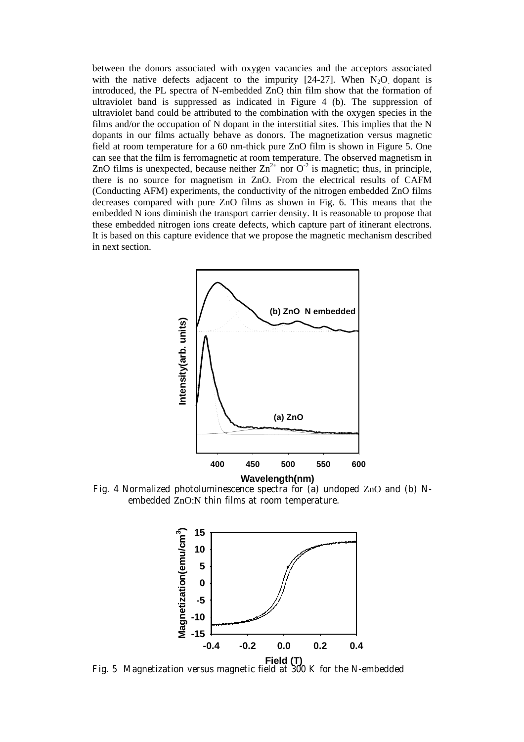between the donors associated with oxygen vacancies and the acceptors associated with the native defects adjacent to the impurity [24-27]. When $N_2O$ dopant is introduced, the PL spectra of N-embedded ZnO thin film show that the formation of ultraviolet band is suppressed as indicated in Figure 4 (b). The suppression of ultraviolet band could be attributed to the combination with the oxygen species in the films and/or the occupation of N dopant in the interstitial sites. This implies that the N dopants in our films actually behave as donors. The magnetization versus magnetic field at room temperature for a 60 nm-thick pure ZnO film is shown in Figure 5. One can see that the film is ferromagnetic at room temperature. The observed magnetism in ZnO films is unexpected, because neither $Zn^{2+}$ nor $O^{-2}$ is magnetic; thus, in principle, there is no source for magnetism in ZnO. From the electrical results of CAFM (Conducting AFM) experiments, the conductivity of the nitrogen embedded ZnO films decreases compared with pure ZnO films as shown in Fig. 6. This means that the embedded N ions diminish the transport carrier density. It is reasonable to propose that these embedded nitrogen ions create defects, which capture part of itinerant electrons. It is based on this capture evidence that we propose the magnetic mechanism described in next section.

Fig. 4 Normalized photoluminescence spectra for (a) undoped ZnO and (b) N-embedded ZnO:N thin films at room temperature.

Fig. 5 Magnetization versus magnetic field at 300 K for the N-embedded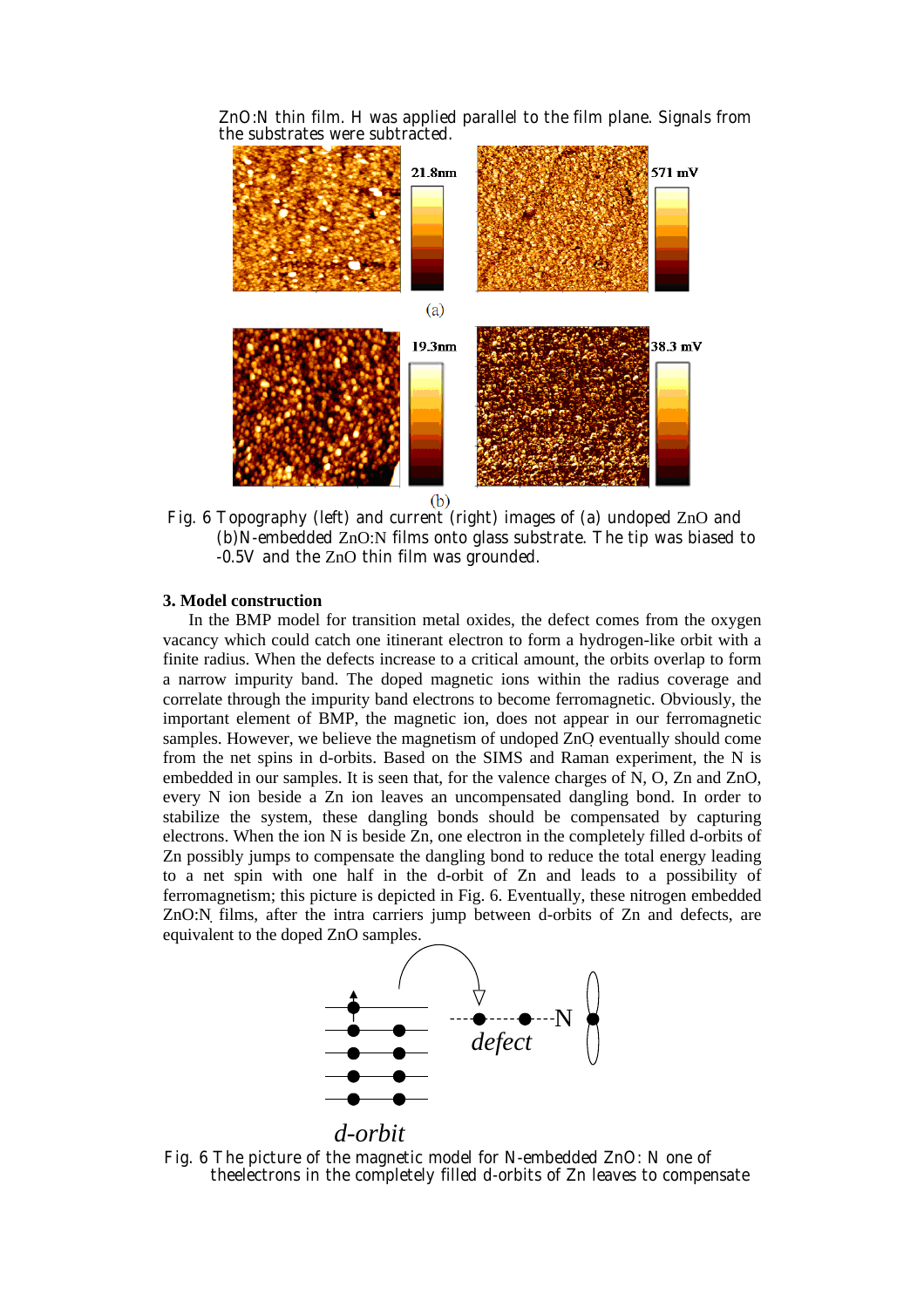ZnO:N thin film. H was applied parallel to the film plane. Signals from the substrates were subtracted.

Fig. 6 Topography (left) and current (right) images of (a) undoped ZnO and (b)N-embedded ZnO:N films onto glass substrate. The tip was biased to -0.5V and the ZnO thin film was grounded.

**3. Model construction**

In the BMP model for transition metal oxides, the defect comes from the oxygen vacancy which could catch one itinerant electron to form a hydrogen-like orbit with a finite radius. When the defects increase to a critical amount, the orbits overlap to form a narrow impurity band. The doped magnetic ions within the radius coverage and correlate through the impurity band electrons to become ferromagnetic. Obviously, the important element of BMP, the magnetic ion, does not appear in our ferromagnetic samples. However, we believe the magnetism of undoped ZnO eventually should come from the net spins in d-orbits. Based on the SIMS and Raman experiment, the N is embedded in our samples. It is seen that, for the valence charges of N, O, Zn and ZnO, every N ion beside a Zn ion leaves an uncompensated dangling bond. In order to stabilize the system, these dangling bonds should be compensated by capturing electrons. When the ion N is beside Zn, one electron in the completely filled d-orbits of Zn possibly jumps to compensate the dangling bond to reduce the total energy leading to a net spin with one half in the d-orbit of Zn and leads to a possibility of ferromagnetism; this picture is depicted in Fig. 6. Eventually, these nitrogen embedded ZnO:N films, after the intra carriers jump between d-orbits of Zn and defects, are equivalent to the doped ZnO samples.

Fig. 6 The picture of the magnetic model for N-embedded ZnO: N one of theelectrons in the completely filled d-orbits of Zn leaves to compensate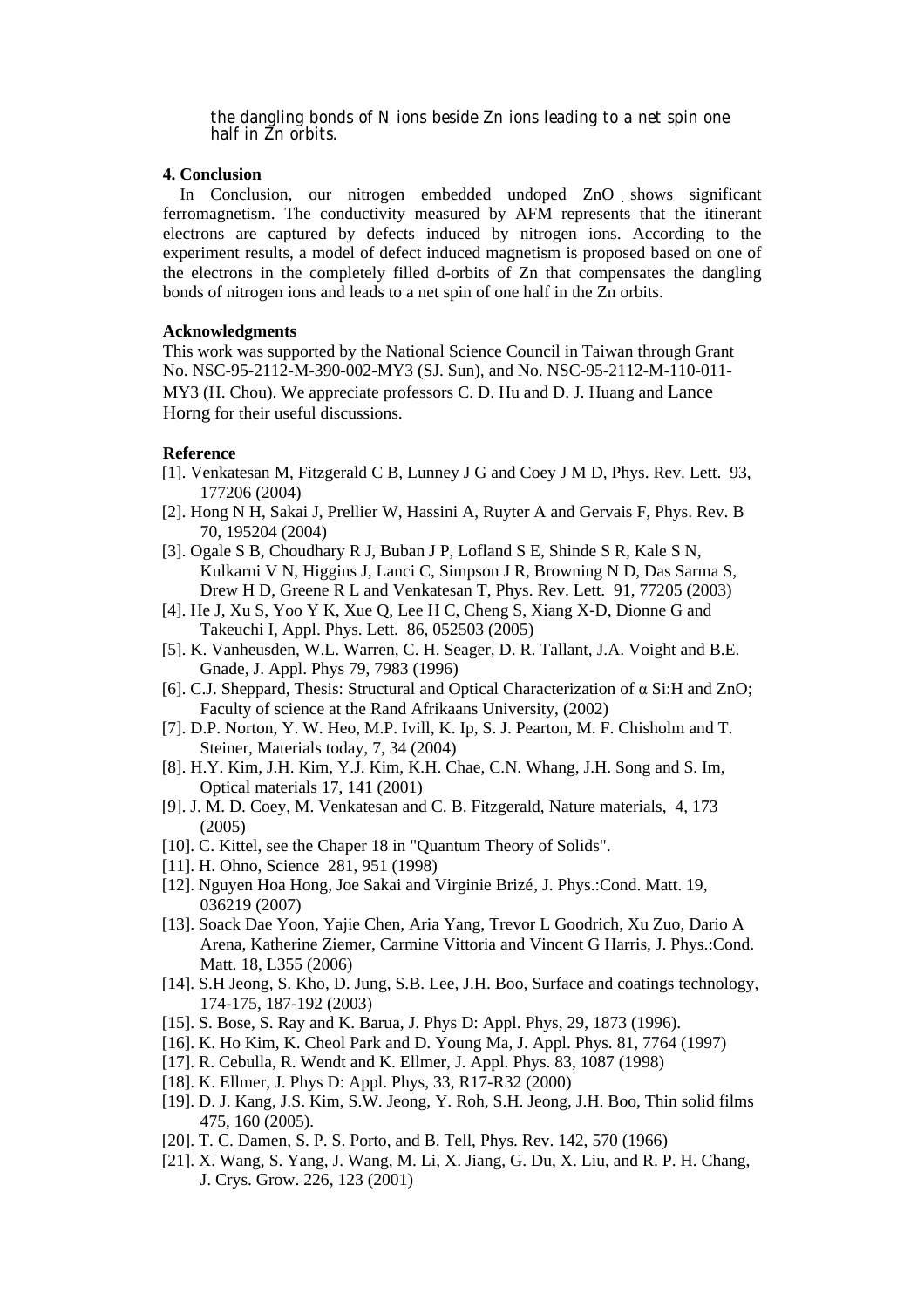the dangling bonds of N ions beside Zn ions leading to a net spin one half in Zn orbits.

### 4. Conclusion

In Conclusion, our nitrogen embedded undoped ZnO shows significant ferromagnetism. The conductivity measured by AFM represents that the itinerant electrons are captured by defects induced by nitrogen ions. According to the experiment results, a model of defect induced magnetism is proposed based on one of the electrons in the completely filled d-orbits of Zn that compensates the dangling bonds of nitrogen ions and leads to a net spin of one half in the Zn orbits.

### Acknowledgments

This work was supported by the National Science Council in Taiwan through Grant No. NSC-95-2112-M-390-002-MY3 (SJ. Sun), and No. NSC-95-2112-M-110-011-MY3 (H. Chou). We appreciate professors C. D. Hu and D. J. Huang and Lance Horng for their useful discussions.

### Reference

[1]. Venkatesan M, Fitzgerald C B, Lunney J G and Coey J M D, Phys. Rev. Lett. 93, 177206 (2004)

[2]. Hong N H, Sakai J, Prellier W, Hassini A, Ruyter A and Gervais F, Phys. Rev. B 70, 195204 (2004)

[3]. Ogale S B, Choudhary R J, Buban J P, Lofland S E, Shinde S R, Kale S N, Kulkarni V N, Higgins J, Lanci C, Simpson J R, Browning N D, Das Sarma S, Drew H D, Greene R L and Venkatesan T, Phys. Rev. Lett. 91, 77205 (2003)

[4]. He J, Xu S, Yoo Y K, Xue Q, Lee H C, Cheng S, Xiang X-D, Dionne G and Takeuchi I, Appl. Phys. Lett. 86, 052503 (2005)

[5]. K. Vanheusden, W.L. Warren, C. H. Seager, D. R. Tallant, J.A. Voight and B.E. Gnade, J. Appl. Phys 79, 7983 (1996)

[6]. C.J. Sheppard, Thesis: Structural and Optical Characterization of α Si:H and ZnO; Faculty of science at the Rand Afrikaans University, (2002)

[7]. D.P. Norton, Y. W. Heo, M.P. Ivill, K. Ip, S. J. Pearton, M. F. Chisholm and T. Steiner, Materials today, 7, 34 (2004)

[8]. H.Y. Kim, J.H. Kim, Y.J. Kim, K.H. Chae, C.N. Whang, J.H. Song and S. Im, Optical materials 17, 141 (2001)

[9]. J. M. D. Coey, M. Venkatesan and C. B. Fitzgerald, Nature materials, 4, 173 (2005)

[10]. C. Kittel, see the Chaper 18 in "Quantum Theory of Solids".

[11]. H. Ohno, Science 281, 951 (1998)

[12]. Nguyen Hoa Hong, Joe Sakai and Virginie Brizé, J. Phys.:Cond. Matt. 19, 036219 (2007)

[13]. Soack Dae Yoon, Yajie Chen, Aria Yang, Trevor L Goodrich, Xu Zuo, Dario A Arena, Katherine Ziemer, Carmine Vittoria and Vincent G Harris, J. Phys.:Cond. Matt. 18, L355 (2006)

[14]. S.H Jeong, S. Kho, D. Jung, S.B. Lee, J.H. Boo, Surface and coatings technology, 174-175, 187-192 (2003)

[15]. S. Bose, S. Ray and K. Barua, J. Phys D: Appl. Phys, 29, 1873 (1996).

[16]. K. Ho Kim, K. Cheol Park and D. Young Ma, J. Appl. Phys. 81, 7764 (1997)

[17]. R. Cebulla, R. Wendt and K. Ellmer, J. Appl. Phys. 83, 1087 (1998)

[18]. K. Ellmer, J. Phys D: Appl. Phys, 33, R17-R32 (2000)

[19]. D. J. Kang, J.S. Kim, S.W. Jeong, Y. Roh, S.H. Jeong, J.H. Boo, Thin solid films 475, 160 (2005).

[20]. T. C. Damen, S. P. S. Porto, and B. Tell, Phys. Rev. 142, 570 (1966)

[21]. X. Wang, S. Yang, J. Wang, M. Li, X. Jiang, G. Du, X. Liu, and R. P. H. Chang, J. Crys. Grow. 226, 123 (2001)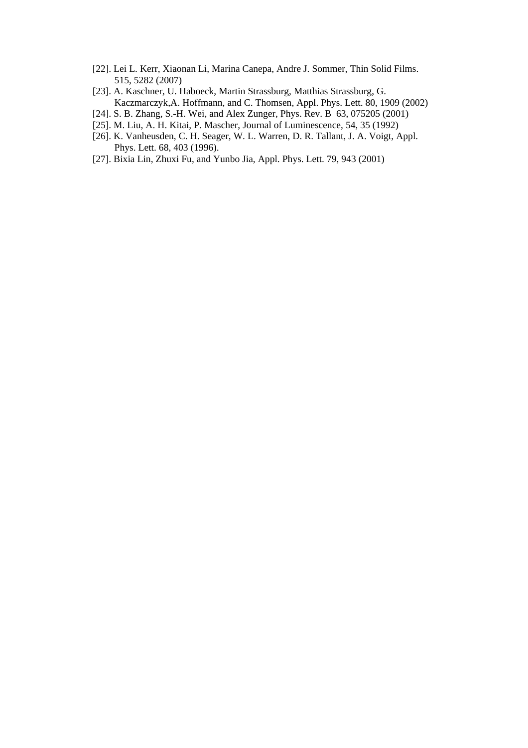[22]. Lei L. Kerr, Xiaonan Li, Marina Canepa, Andre J. Sommer, Thin Solid Films. 515, 5282 (2007)

[23]. A. Kaschner, U. Haboeck, Martin Strassburg, Matthias Strassburg, G. Kaczmarczyk,A. Hoffmann, and C. Thomsen, Appl. Phys. Lett. 80, 1909 (2002)

[24]. S. B. Zhang, S.-H. Wei, and Alex Zunger, Phys. Rev. B 63, 075205 (2001)

[25]. M. Liu, A. H. Kitai, P. Mascher, Journal of Luminescence, 54, 35 (1992)

[26]. K. Vanheusden, C. H. Seager, W. L. Warren, D. R. Tallant, J. A. Voigt, Appl. Phys. Lett. 68, 403 (1996).

[27]. Bixia Lin, Zhuxi Fu, and Yunbo Jia, Appl. Phys. Lett. 79, 943 (2001)